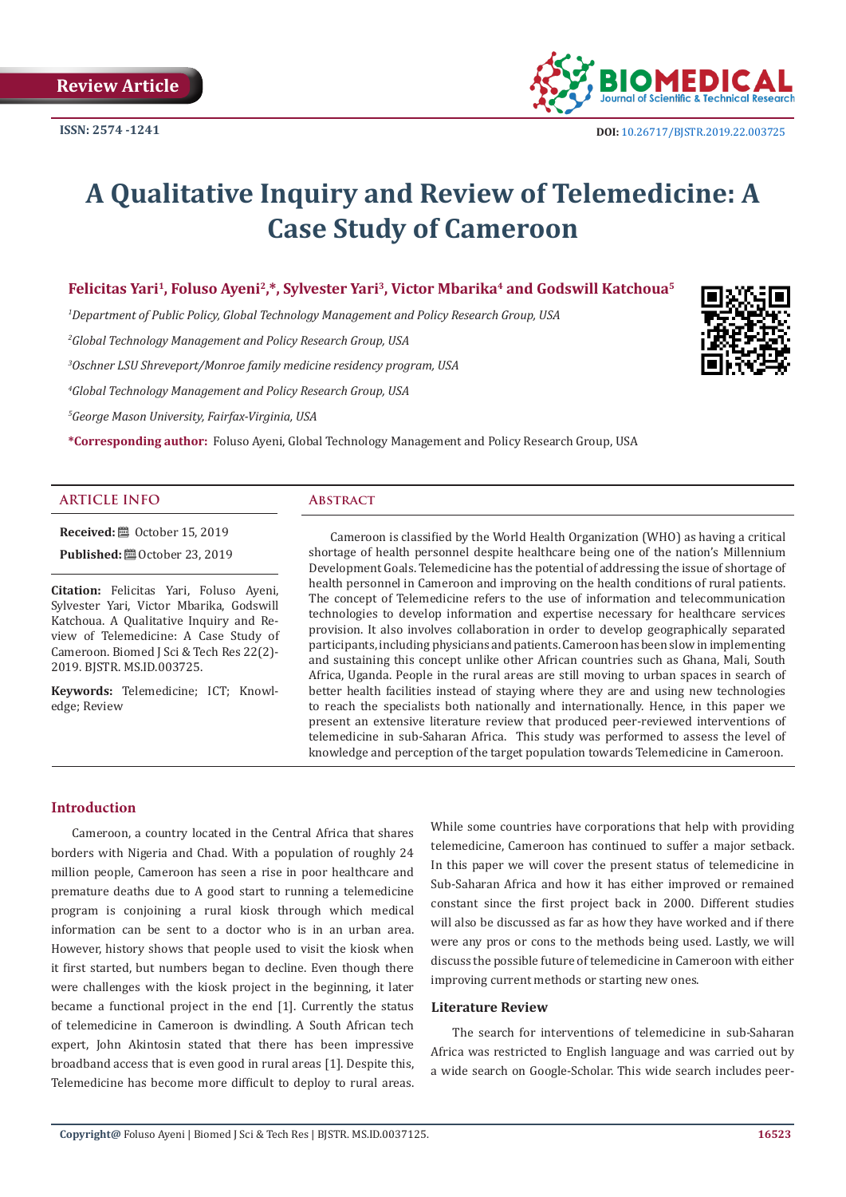Review Article

ISSN: 2574 -1241

DOI: 10.26717/BJSTR.2019.22.003725

# A Qualitative Inquiry and Review of Telemedicine: A Case Study of Cameroon

**Felicitas Yari[1], Foluso Ayeni[2,*], Sylvester Yari[3], Victor Mbarika[4] and Godswill Katchoua[5]**

[1]*Department of Public Policy, Global Technology Management and Policy Research Group, USA*

[2]*Global Technology Management and Policy Research Group, USA*

[3]*Oschner LSU Shreveport/Monroe family medicine residency program, USA*

[4]*Global Technology Management and Policy Research Group, USA*

[5]*George Mason University, Fairfax-Virginia, USA*

**\*Corresponding author:** Foluso Ayeni, Global Technology Management and Policy Research Group, USA

## ARTICLE INFO

**Received:** October 15, 2019

**Published:** October 23, 2019

**Citation:** Felicitas Yari, Foluso Ayeni, Sylvester Yari, Victor Mbarika, Godswill Katchoua. A Qualitative Inquiry and Review of Telemedicine: A Case Study of Cameroon. Biomed J Sci & Tech Res 22(2)-2019. BJSTR. MS.ID.003725.

**Keywords:** Telemedicine; ICT; Knowledge; Review

## Abstract

Cameroon is classified by the World Health Organization (WHO) as having a critical shortage of health personnel despite healthcare being one of the nation's Millennium Development Goals. Telemedicine has the potential of addressing the issue of shortage of health personnel in Cameroon and improving on the health conditions of rural patients. The concept of Telemedicine refers to the use of information and telecommunication technologies to develop information and expertise necessary for healthcare services provision. It also involves collaboration in order to develop geographically separated participants, including physicians and patients. Cameroon has been slow in implementing and sustaining this concept unlike other African countries such as Ghana, Mali, South Africa, Uganda. People in the rural areas are still moving to urban spaces in search of better health facilities instead of staying where they are and using new technologies to reach the specialists both nationally and internationally. Hence, in this paper we present an extensive literature review that produced peer-reviewed interventions of telemedicine in sub-Saharan Africa. This study was performed to assess the level of knowledge and perception of the target population towards Telemedicine in Cameroon.

## Introduction

Cameroon, a country located in the Central Africa that shares borders with Nigeria and Chad. With a population of roughly 24 million people, Cameroon has seen a rise in poor healthcare and premature deaths due to A good start to running a telemedicine program is conjoining a rural kiosk through which medical information can be sent to a doctor who is in an urban area. However, history shows that people used to visit the kiosk when it first started, but numbers began to decline. Even though there were challenges with the kiosk project in the beginning, it later became a functional project in the end [1]. Currently the status of telemedicine in Cameroon is dwindling. A South African tech expert, John Akintosin stated that there has been impressive broadband access that is even good in rural areas [1]. Despite this, Telemedicine has become more difficult to deploy to rural areas. While some countries have corporations that help with providing telemedicine, Cameroon has continued to suffer a major setback. In this paper we will cover the present status of telemedicine in Sub-Saharan Africa and how it has either improved or remained constant since the first project back in 2000. Different studies will also be discussed as far as how they have worked and if there were any pros or cons to the methods being used. Lastly, we will discuss the possible future of telemedicine in Cameroon with either improving current methods or starting new ones.

### Literature Review

The search for interventions of telemedicine in sub-Saharan Africa was restricted to English language and was carried out by a wide search on Google-Scholar. This wide search includes peer-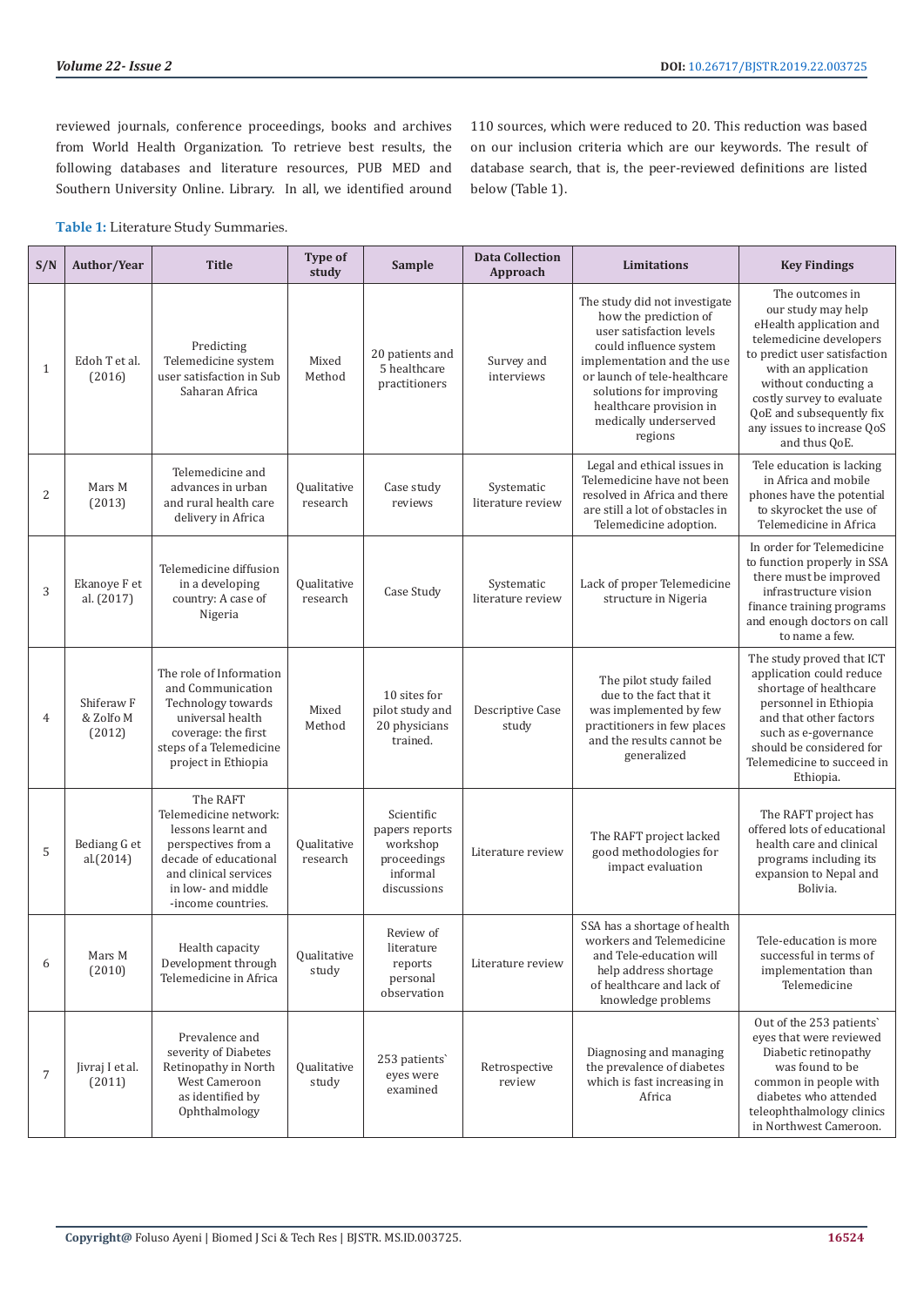reviewed journals, conference proceedings, books and archives from World Health Organization. To retrieve best results, the following databases and literature resources, PUB MED and Southern University Online. Library. In all, we identified around 110 sources, which were reduced to 20. This reduction was based on our inclusion criteria which are our keywords. The result of database search, that is, the peer-reviewed definitions are listed below (Table 1).

**Table 1:** Literature Study Summaries.

| S/N | Author/Year | Title | Type of study | Sample | Data Collection Approach | Limitations | Key Findings |
|---|---|---|---|---|---|---|---|
| 1 | Edoh T et al. (2016) | Predicting Telemedicine system user satisfaction in Sub Saharan Africa | Mixed Method | 20 patients and 5 healthcare practitioners | Survey and interviews | The study did not investigate how the prediction of user satisfaction levels could influence system implementation and the use or launch of tele-healthcare solutions for improving healthcare provision in medically underserved regions | The outcomes in our study may help eHealth application and telemedicine developers to predict user satisfaction with an application without conducting a costly survey to evaluate QoE and subsequently fix any issues to increase QoS and thus QoE. |
| 2 | Mars M (2013) | Telemedicine and advances in urban and rural health care delivery in Africa | Qualitative research | Case study reviews | Systematic literature review | Legal and ethical issues in Telemedicine have not been resolved in Africa and there are still a lot of obstacles in Telemedicine adoption. | Tele education is lacking in Africa and mobile phones have the potential to skyrocket the use of Telemedicine in Africa |
| 3 | Ekanoye F et al. (2017) | Telemedicine diffusion in a developing country: A case of Nigeria | Qualitative research | Case Study | Systematic literature review | Lack of proper Telemedicine structure in Nigeria | In order for Telemedicine to function properly in SSA there must be improved infrastructure vision finance training programs and enough doctors on call to name a few. |
| 4 | Shiferaw F & Zolfo M (2012) | The role of Information and Communication Technology towards universal health coverage: the first steps of a Telemedicine project in Ethiopia | Mixed Method | 10 sites for pilot study and 20 physicians trained. | Descriptive Case study | The pilot study failed due to the fact that it was implemented by few practitioners in few places and the results cannot be generalized | The study proved that ICT application could reduce shortage of healthcare personnel in Ethiopia and that other factors such as e-governance should be considered for Telemedicine to succeed in Ethiopia. |
| 5 | Bediang G et al.(2014) | The RAFT Telemedicine network: lessons learnt and perspectives from a decade of educational and clinical services in low- and middle -income countries. | Qualitative research | Scientific papers reports workshop proceedings informal discussions | Literature review | The RAFT project lacked good methodologies for impact evaluation | The RAFT project has offered lots of educational health care and clinical programs including its expansion to Nepal and Bolivia. |
| 6 | Mars M (2010) | Health capacity Development through Telemedicine in Africa | Qualitative study | Review of literature reports personal observation | Literature review | SSA has a shortage of health workers and Telemedicine and Tele-education will help address shortage of healthcare and lack of knowledge problems | Tele-education is more successful in terms of implementation than Telemedicine |
| 7 | Jivraj I et al. (2011) | Prevalence and severity of Diabetes Retinopathy in North West Cameroon as identified by Ophthalmology | Qualitative study | 253 patients` eyes were examined | Retrospective review | Diagnosing and managing the prevalence of diabetes which is fast increasing in Africa | Out of the 253 patients` eyes that were reviewed Diabetic retinopathy was found to be common in people with diabetes who attended teleophthalmology clinics in Northwest Cameroon. |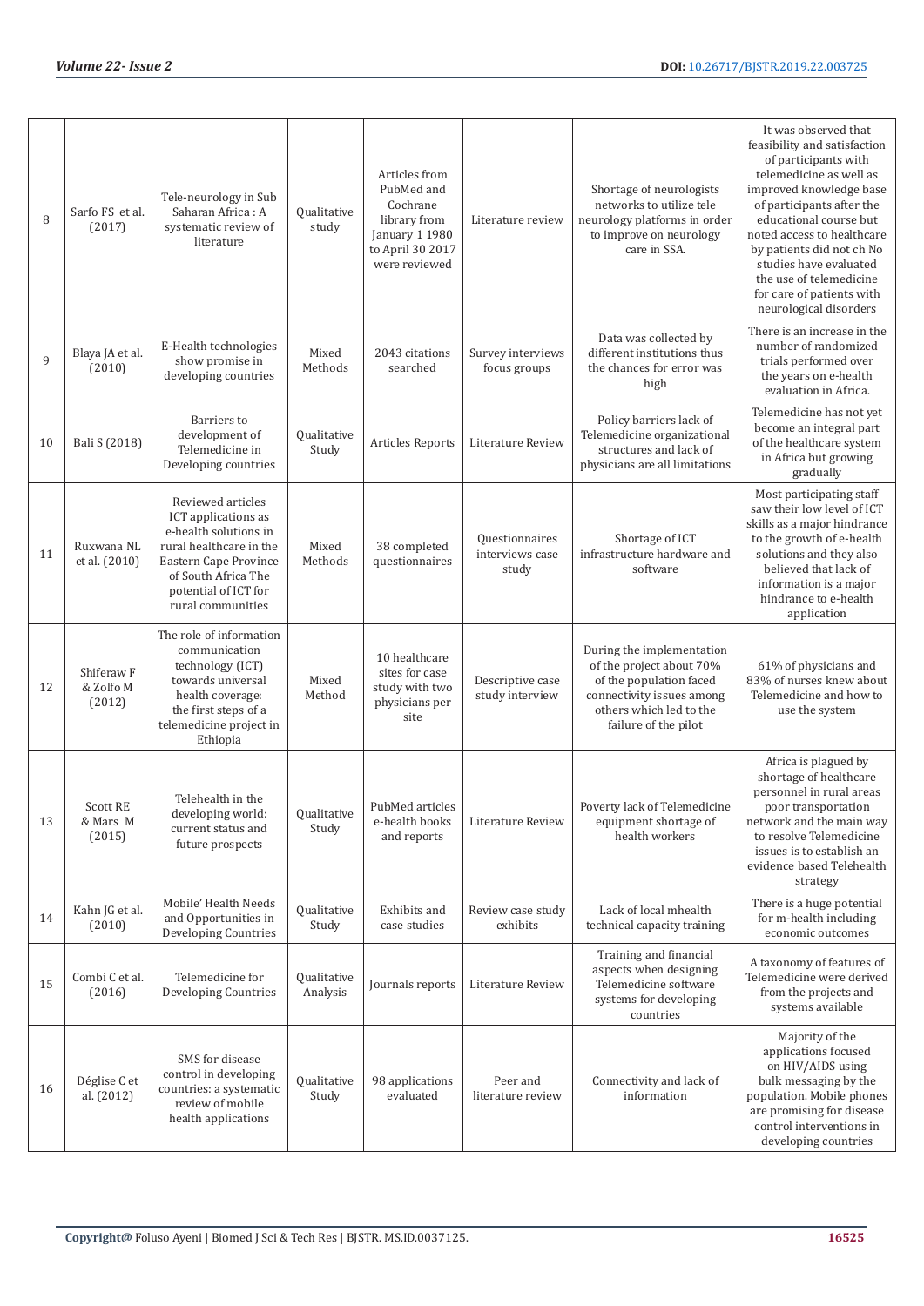| 8 | Sarfo FS et al. (2017) | Tele-neurology in Sub Saharan Africa : A systematic review of literature | Qualitative study | Articles from PubMed and Cochrane library from January 1 1980 to April 30 2017 were reviewed | Literature review | Shortage of neurologists networks to utilize tele neurology platforms in order to improve on neurology care in SSA. | It was observed that feasibility and satisfaction of participants with telemedicine as well as improved knowledge base of participants after the educational course but noted access to healthcare by patients did not ch No studies have evaluated the use of telemedicine for care of patients with neurological disorders |
|---|---|---|---|---|---|---|---|
| 9 | Blaya JA et al. (2010) | E-Health technologies show promise in developing countries | Mixed Methods | 2043 citations searched | Survey interviews focus groups | Data was collected by different institutions thus the chances for error was high | There is an increase in the number of randomized trials performed over the years on e-health evaluation in Africa. |
| 10 | Bali S (2018) | Barriers to development of Telemedicine in Developing countries | Qualitative Study | Articles Reports | Literature Review | Policy barriers lack of Telemedicine organizational structures and lack of physicians are all limitations | Telemedicine has not yet become an integral part of the healthcare system in Africa but growing gradually |
| 11 | Ruxwana NL et al. (2010) | Reviewed articles ICT applications as e-health solutions in rural healthcare in the Eastern Cape Province of South Africa The potential of ICT for rural communities | Mixed Methods | 38 completed questionnaires | Questionnaires interviews case study | Shortage of ICT infrastructure hardware and software | Most participating staff saw their low level of ICT skills as a major hindrance to the growth of e-health solutions and they also believed that lack of information is a major hindrance to e-health application |
| 12 | Shiferaw F & Zolfo M (2012) | The role of information communication technology (ICT) towards universal health coverage: the first steps of a telemedicine project in Ethiopia | Mixed Method | 10 healthcare sites for case study with two physicians per site | Descriptive case study interview | During the implementation of the project about 70% of the population faced connectivity issues among others which led to the failure of the pilot | 61% of physicians and 83% of nurses knew about Telemedicine and how to use the system |
| 13 | Scott RE & Mars M (2015) | Telehealth in the developing world: current status and future prospects | Qualitative Study | PubMed articles e-health books and reports | Literature Review | Poverty lack of Telemedicine equipment shortage of health workers | Africa is plagued by shortage of healthcare personnel in rural areas poor transportation network and the main way to resolve Telemedicine issues is to establish an evidence based Telehealth strategy |
| 14 | Kahn JG et al. (2010) | Mobile' Health Needs and Opportunities in Developing Countries | Qualitative Study | Exhibits and case studies | Review case study exhibits | Lack of local mhealth technical capacity training | There is a huge potential for m-health including economic outcomes |
| 15 | Combi C et al. (2016) | Telemedicine for Developing Countries | Qualitative Analysis | Journals reports | Literature Review | Training and financial aspects when designing Telemedicine software systems for developing countries | A taxonomy of features of Telemedicine were derived from the projects and systems available |
| 16 | Déglise C et al. (2012) | SMS for disease control in developing countries: a systematic review of mobile health applications | Qualitative Study | 98 applications evaluated | Peer and literature review | Connectivity and lack of information | Majority of the applications focused on HIV/AIDS using bulk messaging by the population. Mobile phones are promising for disease control interventions in developing countries |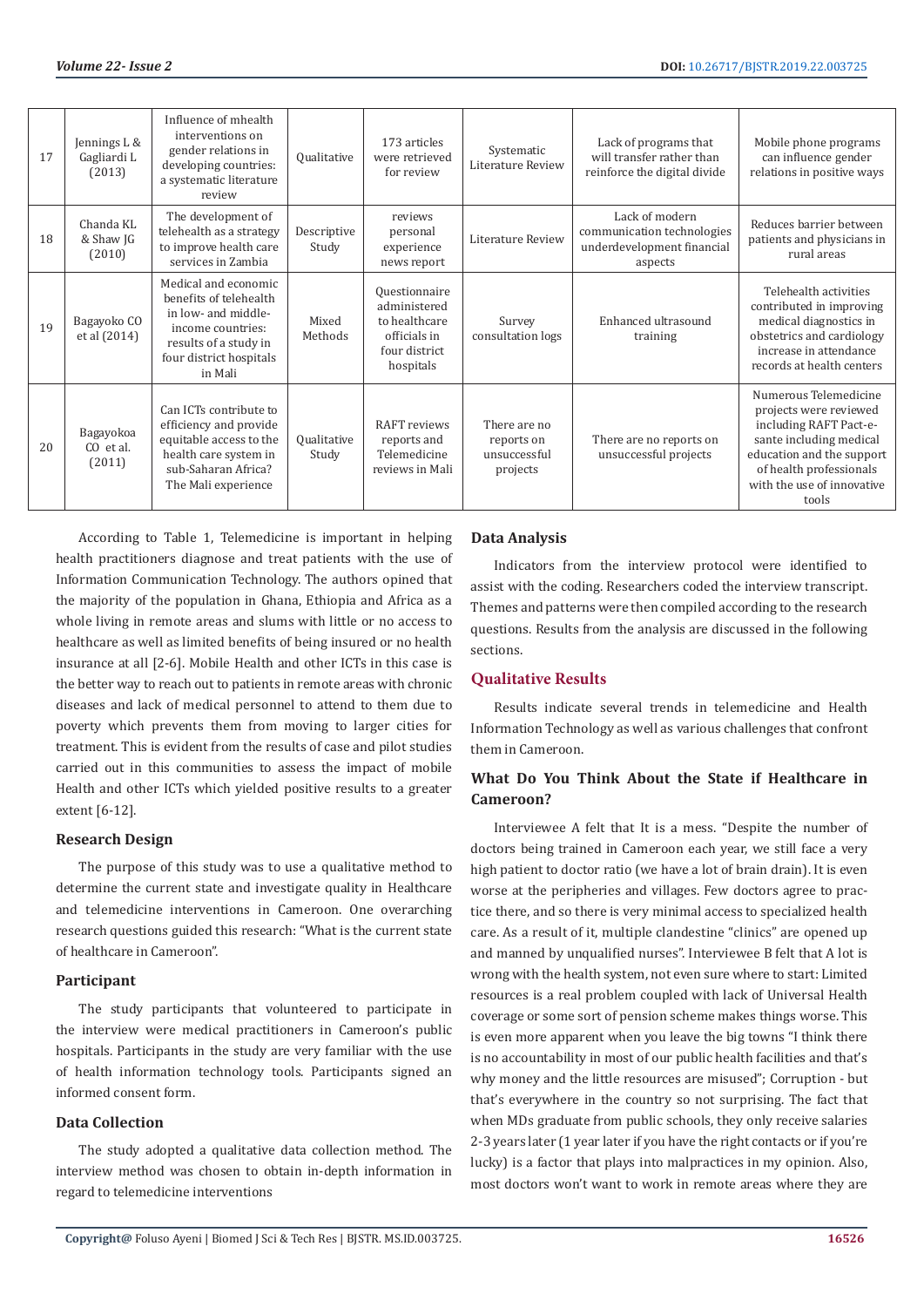| 17 | Jennings L & Gagliardi L (2013) | Influence of mhealth interventions on gender relations in developing countries: a systematic literature review | Qualitative | 173 articles were retrieved for review | Systematic Literature Review | Lack of programs that will transfer rather than reinforce the digital divide | Mobile phone programs can influence gender relations in positive ways |
|---|---|---|---|---|---|---|---|
| 18 | Chanda KL & Shaw JG (2010) | The development of telehealth as a strategy to improve health care services in Zambia | Descriptive Study | reviews personal experience news report | Literature Review | Lack of modern communication technologies underdevelopment financial aspects | Reduces barrier between patients and physicians in rural areas |
| 19 | Bagayoko CO et al (2014) | Medical and economic benefits of telehealth in low- and middle-income countries: results of a study in four district hospitals in Mali | Mixed Methods | Questionnaire administered to healthcare officials in four district hospitals | Survey consultation logs | Enhanced ultrasound training | Telehealth activities contributed in improving medical diagnostics in obstetrics and cardiology increase in attendance records at health centers |
| 20 | Bagayokoa CO et al. (2011) | Can ICTs contribute to efficiency and provide equitable access to the health care system in sub-Saharan Africa? The Mali experience | Qualitative Study | RAFT reviews reports and Telemedicine reviews in Mali | There are no reports on unsuccessful projects | There are no reports on unsuccessful projects | Numerous Telemedicine projects were reviewed including RAFT Pact-e-sante including medical education and the support of health professionals with the use of innovative tools |

According to Table 1, Telemedicine is important in helping health practitioners diagnose and treat patients with the use of Information Communication Technology. The authors opined that the majority of the population in Ghana, Ethiopia and Africa as a whole living in remote areas and slums with little or no access to healthcare as well as limited benefits of being insured or no health insurance at all [2-6]. Mobile Health and other ICTs in this case is the better way to reach out to patients in remote areas with chronic diseases and lack of medical personnel to attend to them due to poverty which prevents them from moving to larger cities for treatment. This is evident from the results of case and pilot studies carried out in this communities to assess the impact of mobile Health and other ICTs which yielded positive results to a greater extent [6-12].

### Research Design

The purpose of this study was to use a qualitative method to determine the current state and investigate quality in Healthcare and telemedicine interventions in Cameroon. One overarching research questions guided this research: "What is the current state of healthcare in Cameroon".

### Participant

The study participants that volunteered to participate in the interview were medical practitioners in Cameroon's public hospitals. Participants in the study are very familiar with the use of health information technology tools. Participants signed an informed consent form.

### Data Collection

The study adopted a qualitative data collection method. The interview method was chosen to obtain in-depth information in regard to telemedicine interventions

### Data Analysis

Indicators from the interview protocol were identified to assist with the coding. Researchers coded the interview transcript. Themes and patterns were then compiled according to the research questions. Results from the analysis are discussed in the following sections.

## Qualitative Results

Results indicate several trends in telemedicine and Health Information Technology as well as various challenges that confront them in Cameroon.

### What Do You Think About the State if Healthcare in Cameroon?

Interviewee A felt that It is a mess. "Despite the number of doctors being trained in Cameroon each year, we still face a very high patient to doctor ratio (we have a lot of brain drain). It is even worse at the peripheries and villages. Few doctors agree to practice there, and so there is very minimal access to specialized health care. As a result of it, multiple clandestine "clinics" are opened up and manned by unqualified nurses". Interviewee B felt that A lot is wrong with the health system, not even sure where to start: Limited resources is a real problem coupled with lack of Universal Health coverage or some sort of pension scheme makes things worse. This is even more apparent when you leave the big towns "I think there is no accountability in most of our public health facilities and that's why money and the little resources are misused"; Corruption - but that's everywhere in the country so not surprising. The fact that when MDs graduate from public schools, they only receive salaries 2-3 years later (1 year later if you have the right contacts or if you're lucky) is a factor that plays into malpractices in my opinion. Also, most doctors won't want to work in remote areas where they are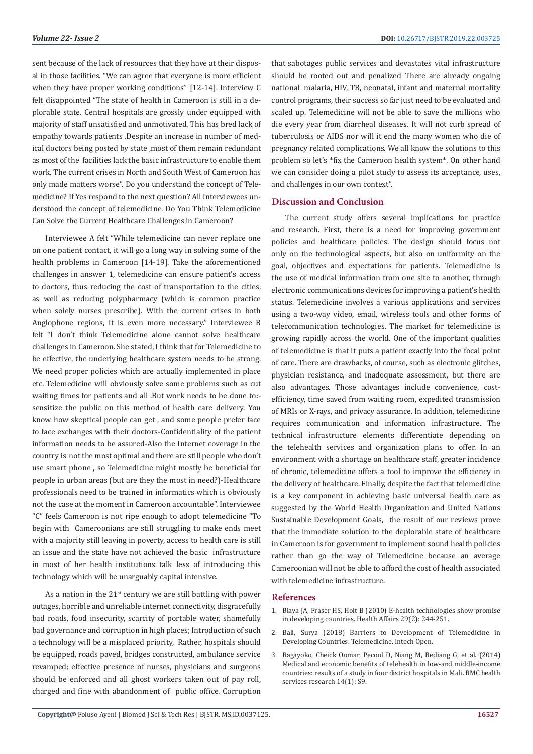sent because of the lack of resources that they have at their disposal in those facilities. "We can agree that everyone is more efficient when they have proper working conditions" [12-14]. Interview C felt disappointed "The state of health in Cameroon is still in a deplorable state. Central hospitals are grossly under equipped with majority of staff unsatisfied and unmotivated. This has bred lack of empathy towards patients .Despite an increase in number of medical doctors being posted by state ,most of them remain redundant as most of the facilities lack the basic infrastructure to enable them work. The current crises in North and South West of Cameroon has only made matters worse". Do you understand the concept of Telemedicine? If Yes respond to the next question? All interviewees understood the concept of telemedicine. Do You Think Telemedicine Can Solve the Current Healthcare Challenges in Cameroon?

Interviewee A felt "While telemedicine can never replace one on one patient contact, it will go a long way in solving some of the health problems in Cameroon [14-19]. Take the aforementioned challenges in answer 1, telemedicine can ensure patient's access to doctors, thus reducing the cost of transportation to the cities, as well as reducing polypharmacy (which is common practice when solely nurses prescribe). With the current crises in both Anglophone regions, it is even more necessary." Interviewee B felt "I don't think Telemedicine alone cannot solve healthcare challenges in Cameroon. She stated, I think that for Telemedicine to be effective, the underlying healthcare system needs to be strong. We need proper policies which are actually implemented in place etc. Telemedicine will obviously solve some problems such as cut waiting times for patients and all .But work needs to be done to:-sensitize the public on this method of health care delivery. You know how skeptical people can get , and some people prefer face to face exchanges with their doctors-Confidentiality of the patient information needs to be assured-Also the Internet coverage in the country is not the most optimal and there are still people who don't use smart phone , so Telemedicine might mostly be beneficial for people in urban areas (but are they the most in need?)-Healthcare professionals need to be trained in informatics which is obviously not the case at the moment in Cameroon accountable". Interviewee "C" feels Cameroon is not ripe enough to adopt telemedicine "To begin with Cameroonians are still struggling to make ends meet with a majority still leaving in poverty, access to health care is still an issue and the state have not achieved the basic infrastructure in most of her health institutions talk less of introducing this technology which will be unarguably capital intensive.

As a nation in the 21st century we are still battling with power outages, horrible and unreliable internet connectivity, disgracefully bad roads, food insecurity, scarcity of portable water, shamefully bad governance and corruption in high places; Introduction of such a technology will be a misplaced priority, Rather, hospitals should be equipped, roads paved, bridges constructed, ambulance service revamped; effective presence of nurses, physicians and surgeons should be enforced and all ghost workers taken out of pay roll, charged and fine with abandonment of public office. Corruption that sabotages public services and devastates vital infrastructure should be rooted out and penalized There are already ongoing national malaria, HIV, TB, neonatal, infant and maternal mortality control programs, their success so far just need to be evaluated and scaled up. Telemedicine will not be able to save the millions who die every year from diarrheal diseases. It will not curb spread of tuberculosis or AIDS nor will it end the many women who die of pregnancy related complications. We all know the solutions to this problem so let's *fix the Cameroon health system*. On other hand we can consider doing a pilot study to assess its acceptance, uses, and challenges in our own context".

## Discussion and Conclusion

The current study offers several implications for practice and research. First, there is a need for improving government policies and healthcare policies. The design should focus not only on the technological aspects, but also on uniformity on the goal, objectives and expectations for patients. Telemedicine is the use of medical information from one site to another, through electronic communications devices for improving a patient's health status. Telemedicine involves a various applications and services using a two-way video, email, wireless tools and other forms of telecommunication technologies. The market for telemedicine is growing rapidly across the world. One of the important qualities of telemedicine is that it puts a patient exactly into the focal point of care. There are drawbacks, of course, such as electronic glitches, physician resistance, and inadequate assessment, but there are also advantages. Those advantages include convenience, cost-efficiency, time saved from waiting room, expedited transmission of MRIs or X-rays, and privacy assurance. In addition, telemedicine requires communication and information infrastructure. The technical infrastructure elements differentiate depending on the telehealth services and organization plans to offer. In an environment with a shortage on healthcare staff, greater incidence of chronic, telemedicine offers a tool to improve the efficiency in the delivery of healthcare. Finally, despite the fact that telemedicine is a key component in achieving basic universal health care as suggested by the World Health Organization and United Nations Sustainable Development Goals, the result of our reviews prove that the immediate solution to the deplorable state of healthcare in Cameroon is for government to implement sound health policies rather than go the way of Telemedicine because an average Cameroonian will not be able to afford the cost of health associated with telemedicine infrastructure.

## References

1. Blaya JA, Fraser HS, Holt B (2010) E-health technologies show promise in developing countries. Health Affairs 29(2): 244-251.
2. Bali, Surya (2018) Barriers to Development of Telemedicine in Developing Countries. Telemedicine. Intech Open.
3. Bagayoko, Cheick Oumar, Pecoul D, Niang M, Bediang G, et al. (2014) Medical and economic benefits of telehealth in low-and middle-income countries: results of a study in four district hospitals in Mali. BMC health services research 14(1): S9.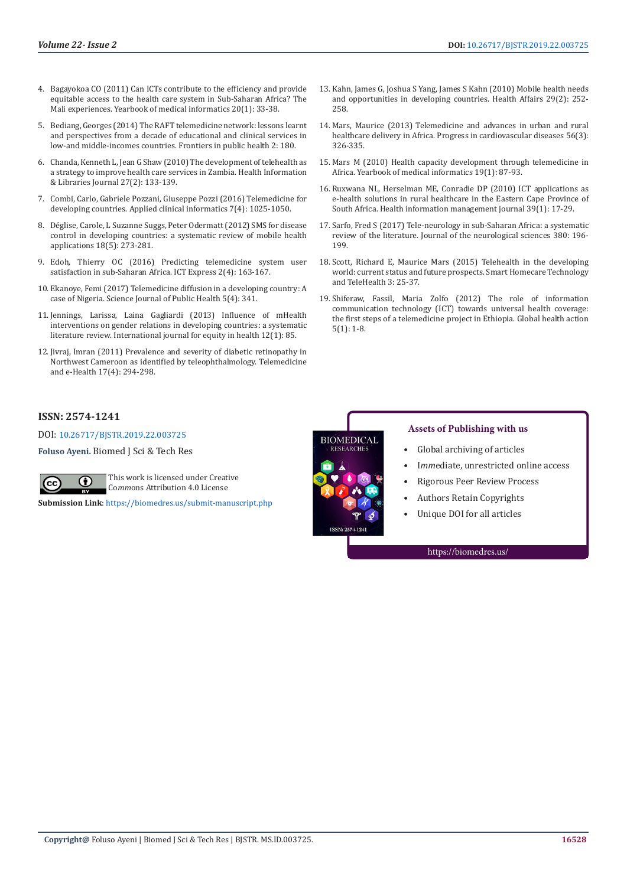4. Bagayokoa CO (2011) Can ICTs contribute to the efficiency and provide equitable access to the health care system in Sub-Saharan Africa? The Mali experiences. Yearbook of medical informatics 20(1): 33-38.
5. Bediang, Georges (2014) The RAFT telemedicine network: lessons learnt and perspectives from a decade of educational and clinical services in low-and middle-incomes countries. Frontiers in public health 2: 180.
6. Chanda, Kenneth L, Jean G Shaw (2010) The development of telehealth as a strategy to improve health care services in Zambia. Health Information & Libraries Journal 27(2): 133-139.
7. Combi, Carlo, Gabriele Pozzani, Giuseppe Pozzi (2016) Telemedicine for developing countries. Applied clinical informatics 7(4): 1025-1050.
8. Déglise, Carole, L Suzanne Suggs, Peter Odermatt (2012) SMS for disease control in developing countries: a systematic review of mobile health applications 18(5): 273-281.
9. Edoh, Thierry OC (2016) Predicting telemedicine system user satisfaction in sub-Saharan Africa. ICT Express 2(4): 163-167.
10. Ekanoye, Femi (2017) Telemedicine diffusion in a developing country: A case of Nigeria. Science Journal of Public Health 5(4): 341.
11. Jennings, Larissa, Laina Gagliardi (2013) Influence of mHealth interventions on gender relations in developing countries: a systematic literature review. International journal for equity in health 12(1): 85.
12. Jivraj, Imran (2011) Prevalence and severity of diabetic retinopathy in Northwest Cameroon as identified by teleophthalmology. Telemedicine and e-Health 17(4): 294-298.
13. Kahn, James G, Joshua S Yang, James S Kahn (2010) Mobile health needs and opportunities in developing countries. Health Affairs 29(2): 252-258.
14. Mars, Maurice (2013) Telemedicine and advances in urban and rural healthcare delivery in Africa. Progress in cardiovascular diseases 56(3): 326-335.
15. Mars M (2010) Health capacity development through telemedicine in Africa. Yearbook of medical informatics 19(1): 87-93.
16. Ruxwana NL, Herselman ME, Conradie DP (2010) ICT applications as e-health solutions in rural healthcare in the Eastern Cape Province of South Africa. Health information management journal 39(1): 17-29.
17. Sarfo, Fred S (2017) Tele-neurology in sub-Saharan Africa: a systematic review of the literature. Journal of the neurological sciences 380: 196-199.
18. Scott, Richard E, Maurice Mars (2015) Telehealth in the developing world: current status and future prospects. Smart Homecare Technology and TeleHealth 3: 25-37.
19. Shiferaw, Fassil, Maria Zolfo (2012) The role of information communication technology (ICT) towards universal health coverage: the first steps of a telemedicine project in Ethiopia. Global health action 5(1): 1-8.

**ISSN: 2574-1241**

DOI: 10.26717/BJSTR.2019.22.003725

**Foluso Ayeni.** Biomed J Sci & Tech Res

This work is licensed under Creative Commons Attribution 4.0 License

**Submission Link**: https://biomedres.us/submit-manuscript.php

**Assets of Publishing with us**

- Global archiving of articles
- Immediate, unrestricted online access
- Rigorous Peer Review Process
- Authors Retain Copyrights
- Unique DOI for all articles

https://biomedres.us/